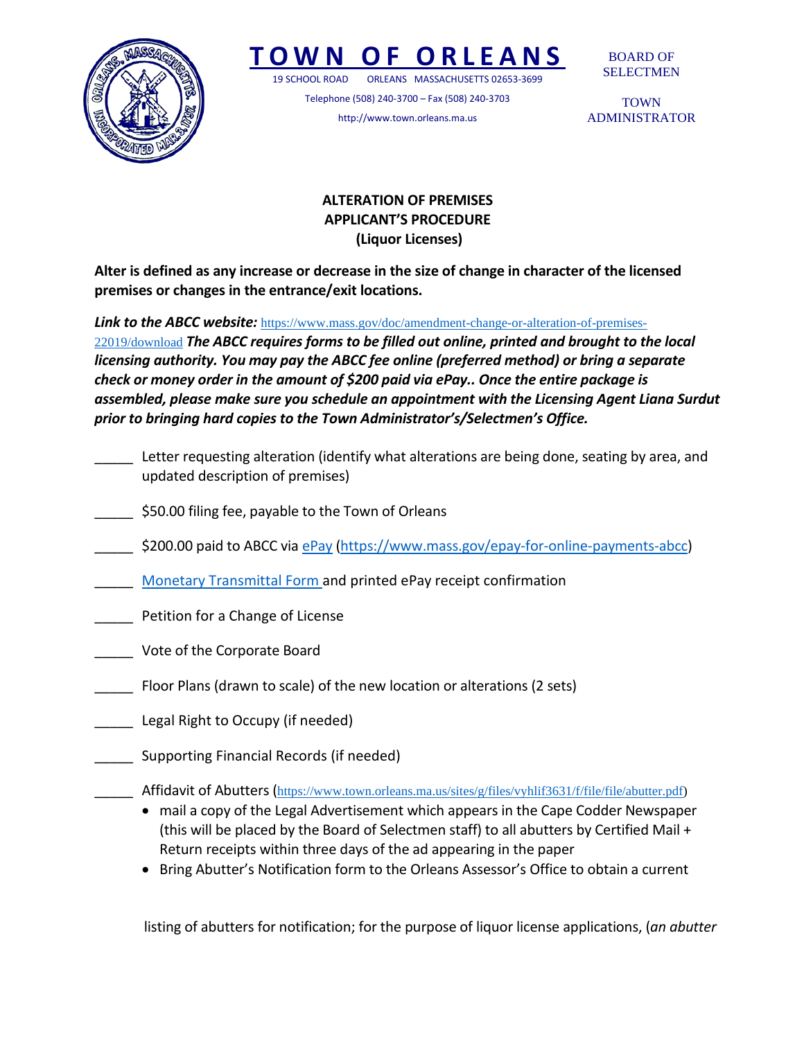# TOWN OF ORLEANS

19 SCHOOL ROAD ORLEANS MASSACHUSETTS 02653-3699

Telephone (508) 240-3700 – Fax (508) 240-3703

http://www.town.orleans.ma.us

BOARD OF SELECTMEN

TOWN ADMINISTRATOR

## ALTERATION OF PREMISES APPLICANT'S PROCEDURE (Liquor Licenses)

**Alter is defined as any increase or decrease in the size of change in character of the licensed premises or changes in the entrance/exit locations.**

***Link to the ABCC website:*** https://www.mass.gov/doc/amendment-change-or-alteration-of-premises-22019/download ***The ABCC requires forms to be filled out online, printed and brought to the local licensing authority. You may pay the ABCC fee online (preferred method) or bring a separate check or money order in the amount of $200 paid via ePay.. Once the entire package is assembled, please make sure you schedule an appointment with the Licensing Agent Liana Surdut prior to bringing hard copies to the Town Administrator's/Selectmen's Office.***

_____ Letter requesting alteration (identify what alterations are being done, seating by area, and updated description of premises)

_____ $50.00 filing fee, payable to the Town of Orleans

_____ $200.00 paid to ABCC via ePay (https://www.mass.gov/epay-for-online-payments-abcc)

_____ Monetary Transmittal Form and printed ePay receipt confirmation

_____ Petition for a Change of License

_____ Vote of the Corporate Board

_____ Floor Plans (drawn to scale) of the new location or alterations (2 sets)

_____ Legal Right to Occupy (if needed)

_____ Supporting Financial Records (if needed)

_____ Affidavit of Abutters (https://www.town.orleans.ma.us/sites/g/files/vyhlif3631/f/file/file/abutter.pdf)

- mail a copy of the Legal Advertisement which appears in the Cape Codder Newspaper (this will be placed by the Board of Selectmen staff) to all abutters by Certified Mail + Return receipts within three days of the ad appearing in the paper
- Bring Abutter's Notification form to the Orleans Assessor's Office to obtain a current listing of abutters for notification; for the purpose of liquor license applications, (*an abutter*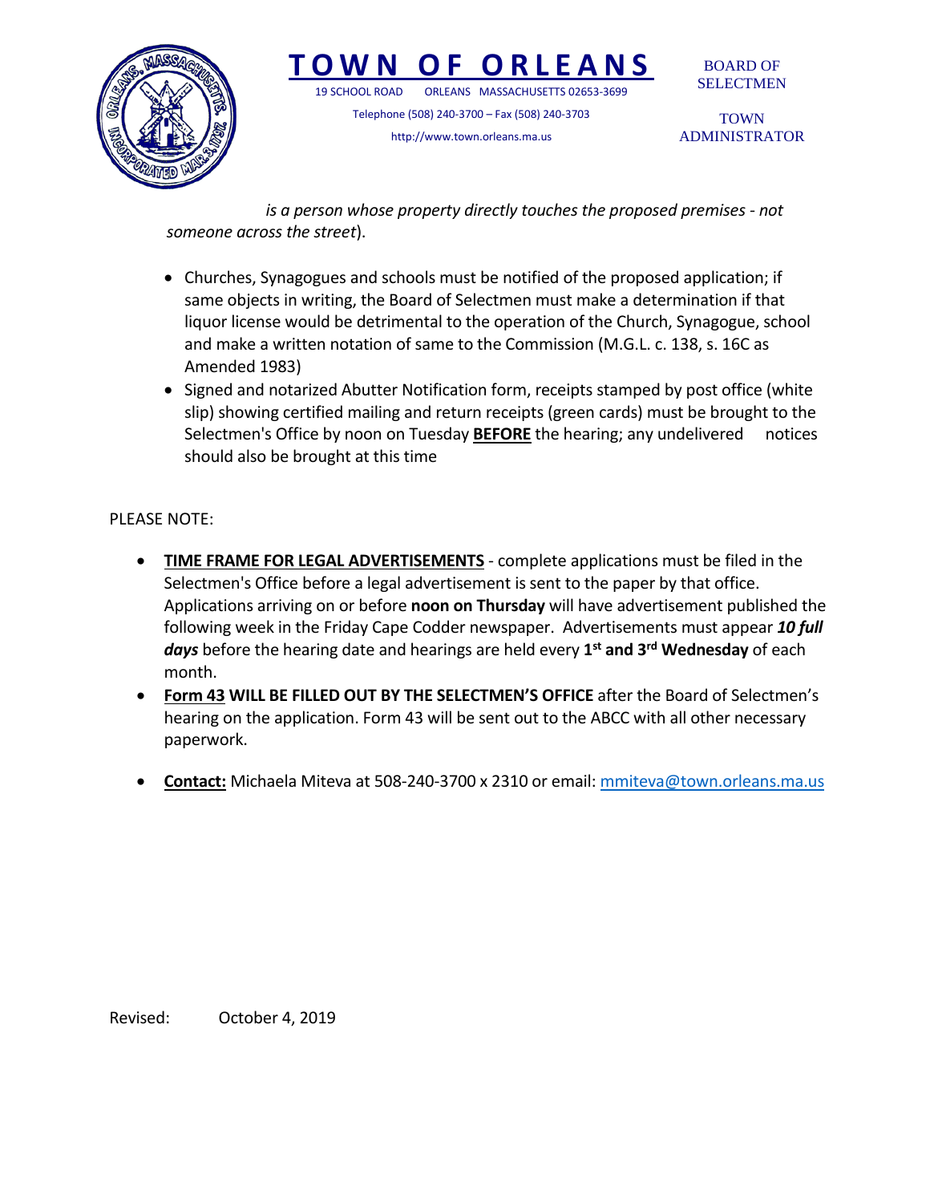*is a person whose property directly touches the proposed premises - not someone across the street*).

- Churches, Synagogues and schools must be notified of the proposed application; if same objects in writing, the Board of Selectmen must make a determination if that liquor license would be detrimental to the operation of the Church, Synagogue, school and make a written notation of same to the Commission (M.G.L. c. 138, s. 16C as Amended 1983)
- Signed and notarized Abutter Notification form, receipts stamped by post office (white slip) showing certified mailing and return receipts (green cards) must be brought to the Selectmen's Office by noon on Tuesday **BEFORE** the hearing; any undelivered notices should also be brought at this time

PLEASE NOTE:

- **TIME FRAME FOR LEGAL ADVERTISEMENTS** - complete applications must be filed in the Selectmen's Office before a legal advertisement is sent to the paper by that office. Applications arriving on or before **noon on Thursday** will have advertisement published the following week in the Friday Cape Codder newspaper. Advertisements must appear ***10 full days*** before the hearing date and hearings are held every **1st and 3rd Wednesday** of each month.
- **Form 43 WILL BE FILLED OUT BY THE SELECTMEN'S OFFICE** after the Board of Selectmen's hearing on the application. Form 43 will be sent out to the ABCC with all other necessary paperwork.
- **Contact:** Michaela Miteva at 508-240-3700 x 2310 or email: mmiteva@town.orleans.ma.us

Revised: October 4, 2019